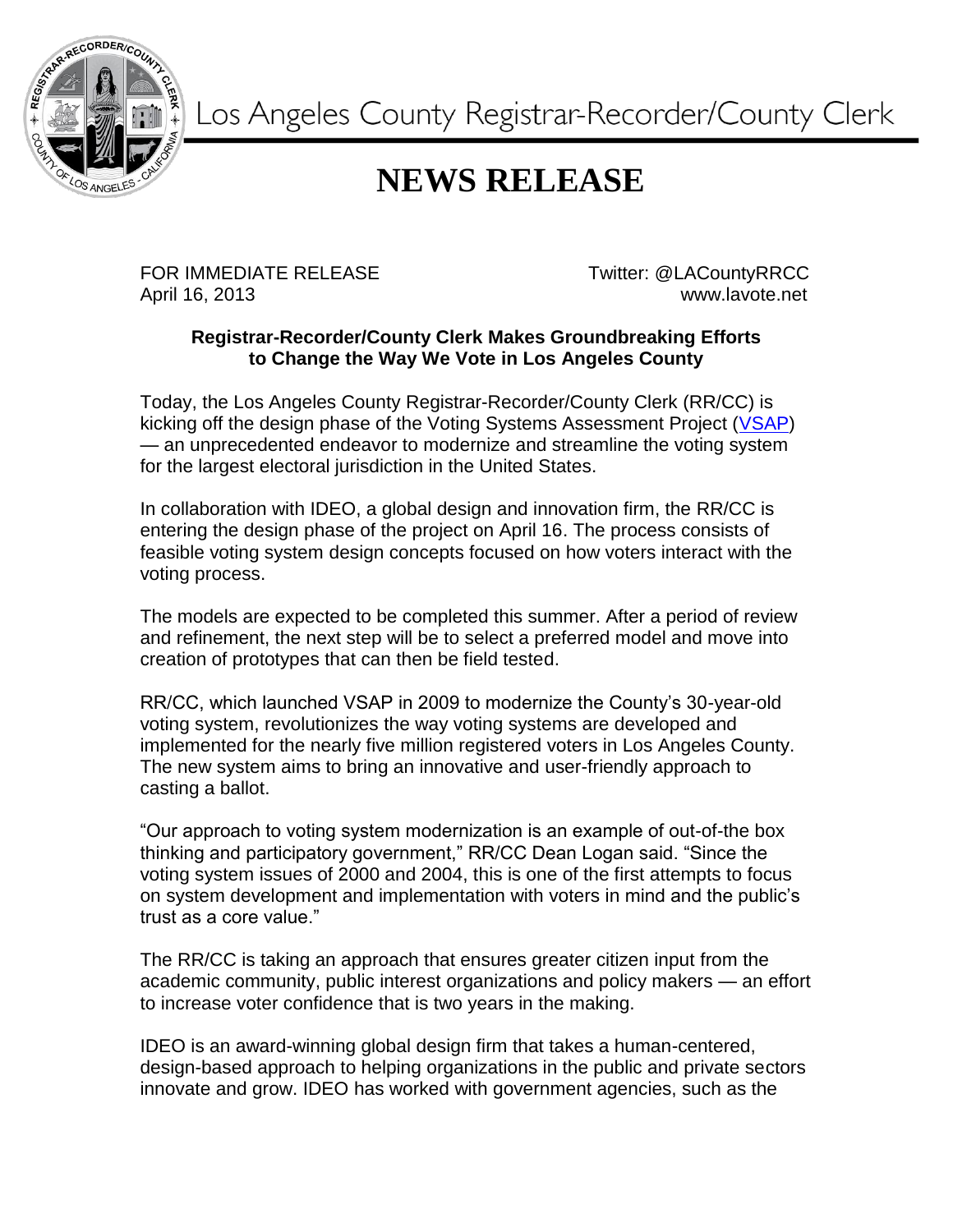Los Angeles County Registrar-Recorder/County Clerk

# NEWS RELEASE

FOR IMMEDIATE RELEASE
April 16, 2013

Twitter: @LACountyRRCC
www.lavote.net

**Registrar-Recorder/County Clerk Makes Groundbreaking Efforts to Change the Way We Vote in Los Angeles County**

Today, the Los Angeles County Registrar-Recorder/County Clerk (RR/CC) is kicking off the design phase of the Voting Systems Assessment Project (VSAP) — an unprecedented endeavor to modernize and streamline the voting system for the largest electoral jurisdiction in the United States.

In collaboration with IDEO, a global design and innovation firm, the RR/CC is entering the design phase of the project on April 16. The process consists of feasible voting system design concepts focused on how voters interact with the voting process.

The models are expected to be completed this summer. After a period of review and refinement, the next step will be to select a preferred model and move into creation of prototypes that can then be field tested.

RR/CC, which launched VSAP in 2009 to modernize the County's 30-year-old voting system, revolutionizes the way voting systems are developed and implemented for the nearly five million registered voters in Los Angeles County. The new system aims to bring an innovative and user-friendly approach to casting a ballot.

"Our approach to voting system modernization is an example of out-of-the box thinking and participatory government," RR/CC Dean Logan said. "Since the voting system issues of 2000 and 2004, this is one of the first attempts to focus on system development and implementation with voters in mind and the public's trust as a core value."

The RR/CC is taking an approach that ensures greater citizen input from the academic community, public interest organizations and policy makers — an effort to increase voter confidence that is two years in the making.

IDEO is an award-winning global design firm that takes a human-centered, design-based approach to helping organizations in the public and private sectors innovate and grow. IDEO has worked with government agencies, such as the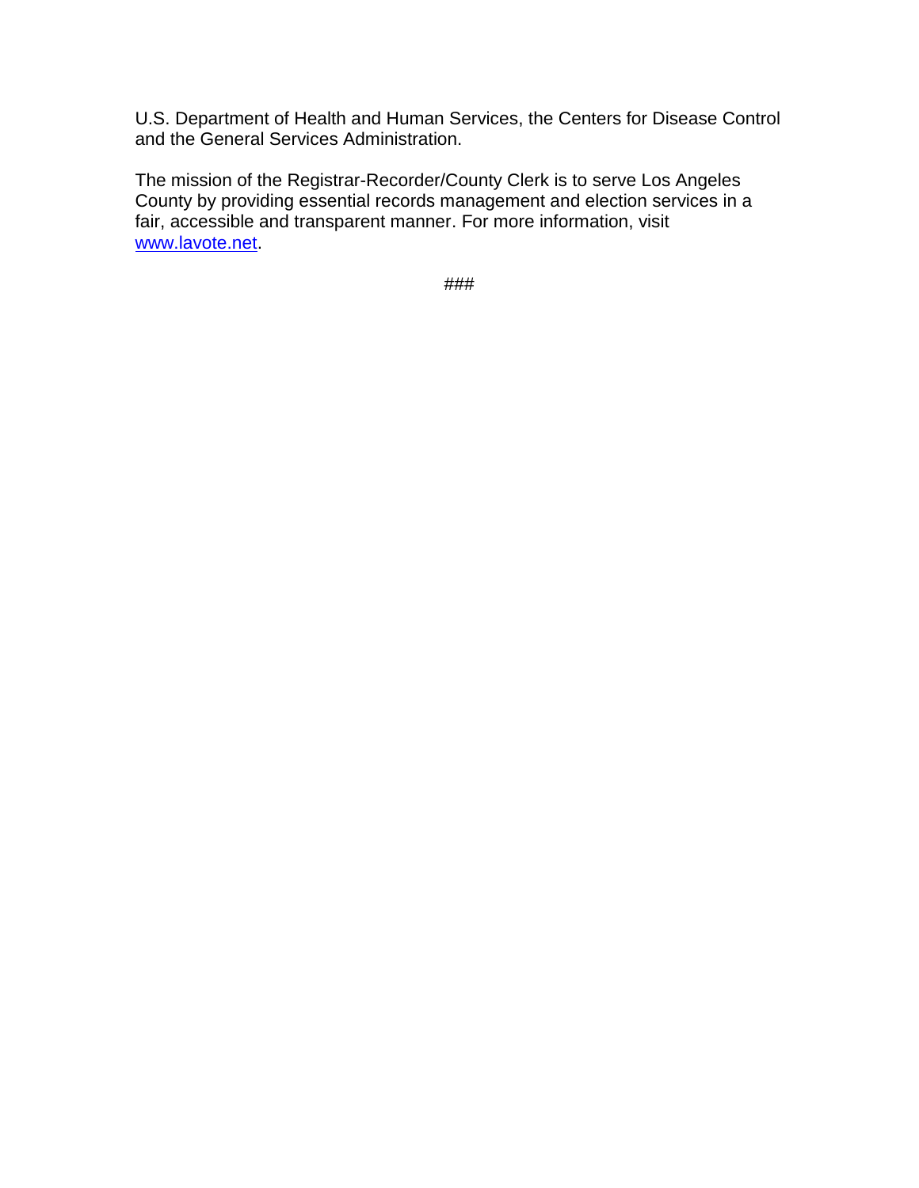U.S. Department of Health and Human Services, the Centers for Disease Control and the General Services Administration.

The mission of the Registrar-Recorder/County Clerk is to serve Los Angeles County by providing essential records management and election services in a fair, accessible and transparent manner. For more information, visit [www.lavote.net](http://www.lavote.net).

###